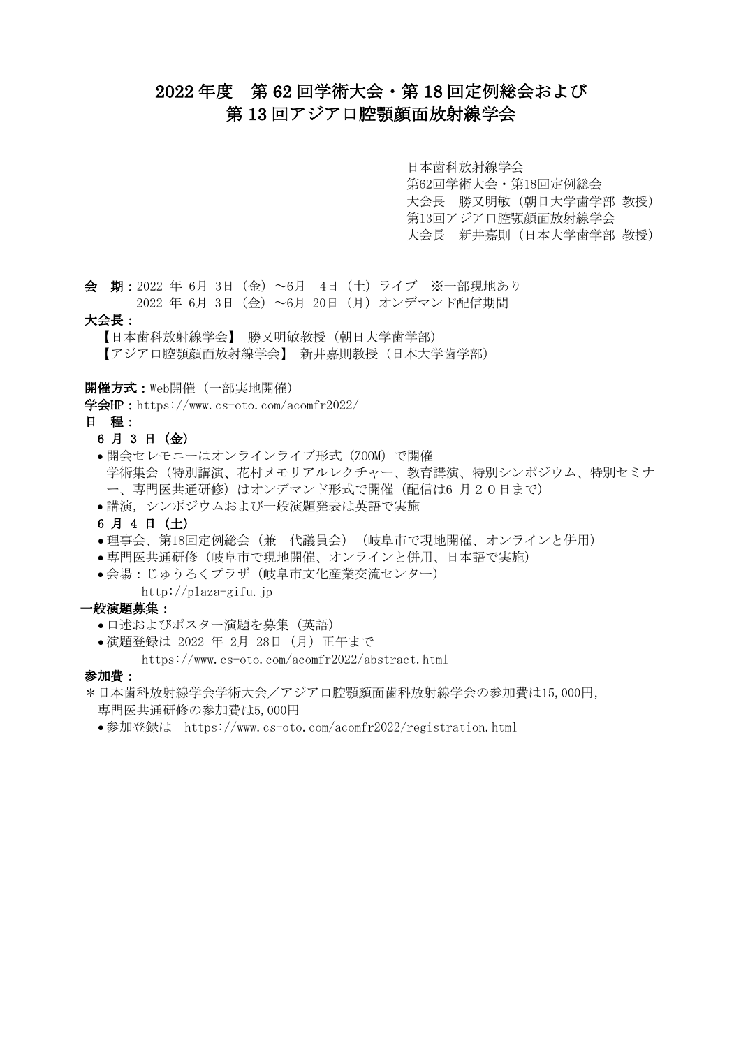# 2022 年度　第 62 回学術大会・第 18 回定例総会および 第 13 回アジア口腔顎顔面放射線学会

日本歯科放射線学会
第62回学術大会・第18回定例総会
大会長　勝又明敏（朝日大学歯学部 教授）
第13回アジア口腔顎顔面放射線学会
大会長　新井嘉則（日本大学歯学部 教授）

**会　期：** 2022 年 6月 3日（金）～6月　4日（土）ライブ　※一部現地あり
2022 年 6月 3日（金）～6月 20日（月）オンデマンド配信期間

**大会長：**

【日本歯科放射線学会】 勝又明敏教授（朝日大学歯学部）
【アジア口腔顎顔面放射線学会】 新井嘉則教授（日本大学歯学部）

**開催方式：** Web開催（一部実地開催）

**学会HP：** https://www.cs-oto.com/acomfr2022/

**日　程：**

**6 月 3 日（金）**

- 開会セレモニーはオンラインライブ形式（ZOOM）で開催
  学術集会（特別講演、花村メモリアルレクチャー、教育講演、特別シンポジウム、特別セミナー、専門医共通研修）はオンデマンド形式で開催（配信は6 月２０日まで）
- 講演，シンポジウムおよび一般演題発表は英語で実施

**6 月 4 日（土）**

- 理事会、第18回定例総会（兼　代議員会）（岐阜市で現地開催、オンラインと併用）
- 専門医共通研修（岐阜市で現地開催、オンラインと併用、日本語で実施）
- 会場：じゅうろくプラザ（岐阜市文化産業交流センター）
  http://plaza-gifu.jp

**一般演題募集：**

- 口述およびポスター演題を募集（英語）
- 演題登録は 2022 年 2月 28日（月）正午まで
  https://www.cs-oto.com/acomfr2022/abstract.html

**参加費：**

＊日本歯科放射線学会学術大会／アジア口腔顎顔面歯科放射線学会の参加費は15,000円,
専門医共通研修の参加費は5,000円

- 参加登録は　https://www.cs-oto.com/acomfr2022/registration.html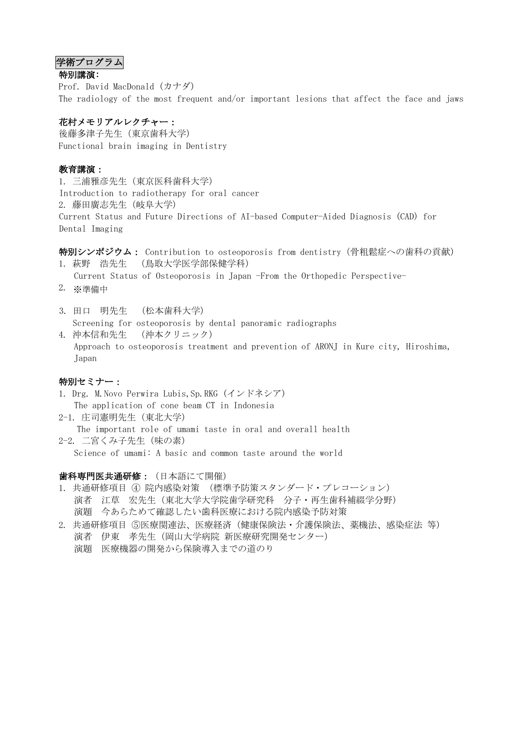## 学術プログラム

**特別講演:**
Prof. David MacDonald (カナダ)
The radiology of the most frequent and/or important lesions that affect the face and jaws

**花村メモリアルレクチャー：**
後藤多津子先生 (東京歯科大学)
Functional brain imaging in Dentistry

**教育講演：**
1. 三浦雅彦先生 (東京医科歯科大学)
Introduction to radiotherapy for oral cancer
2. 藤田廣志先生 (岐阜大学)
Current Status and Future Directions of AI-based Computer-Aided Diagnosis (CAD) for Dental Imaging

**特別シンポジウム：** Contribution to osteoporosis from dentistry (骨粗鬆症への歯科の貢献)
1. 萩野　浩先生　(鳥取大学医学部保健学科)
   Current Status of Osteoporosis in Japan -From the Orthopedic Perspective-
2. ※準備中
3. 田口　明先生　(松本歯科大学)
   Screening for osteoporosis by dental panoramic radiographs
4. 沖本信和先生　(沖本クリニック)
   Approach to osteoporosis treatment and prevention of ARONJ in Kure city, Hiroshima, Japan

**特別セミナー：**
1. Drg. M.Novo Perwira Lubis,Sp.RKG (インドネシア)
   The application of cone beam CT in Indonesia

2-1. 庄司憲明先生 (東北大学)
   The important role of umami taste in oral and overall health

2-2. 二宮くみ子先生 (味の素)
   Science of umami: A basic and common taste around the world

**歯科専門医共通研修：** (日本語にて開催)
1. 共通研修項目 ④ 院内感染対策　(標準予防策スタンダード・プレコーション)
   演者　江草　宏先生 (東北大学大学院歯学研究科　分子・再生歯科補綴学分野)
   演題　今あらためて確認したい歯科医療における院内感染予防対策
2. 共通研修項目 ⑤医療関連法、医療経済 (健康保険法・介護保険法、薬機法、感染症法 等)
   演者　伊東　孝先生 (岡山大学病院 新医療研究開発センター)
   演題　医療機器の開発から保険導入までの道のり